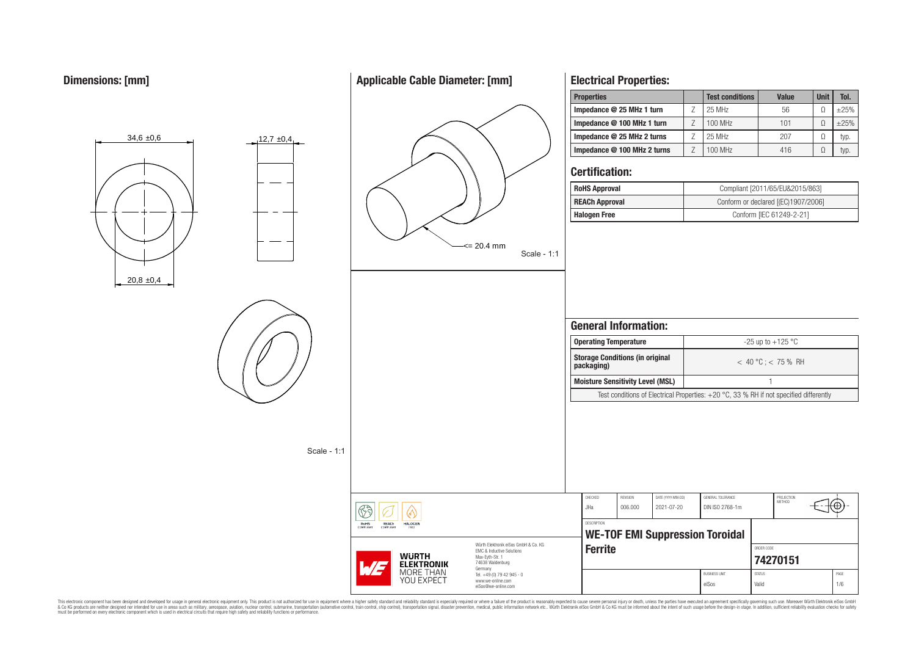## Dimensions: [mm]

34,6 ±0,6

12,7 ±0,4

20,8 ±0,4

Scale - 1:1

## Applicable Cable Diameter: [mm]

<= 20.4 mm

Scale - 1:1

## Electrical Properties:

| Properties | | Test conditions | Value | Unit | Tol. |
|---|---|---|---|---|---|
| Impedance @ 25 MHz 1 turn | Z | 25 MHz | 56 | Ω | ±25% |
| Impedance @ 100 MHz 1 turn | Z | 100 MHz | 101 | Ω | ±25% |
| Impedance @ 25 MHz 2 turns | Z | 25 MHz | 207 | Ω | typ. |
| Impedance @ 100 MHz 2 turns | Z | 100 MHz | 416 | Ω | typ. |

## Certification:

| | |
|---|---|
| RoHS Approval | Compliant [2011/65/EU&2015/863] |
| REACh Approval | Conform or declared [(EC)1907/2006] |
| Halogen Free | Conform [IEC 61249-2-21] |

## General Information:

| | |
|---|---|
| Operating Temperature | -25 up to +125 °C |
| Storage Conditions (in original packaging) | < 40 °C ; < 75 % RH |
| Moisture Sensitivity Level (MSL) | 1 |

Test conditions of Electrical Properties: +20 °C, 33 % RH if not specified differently

| CHECKED | REVISION | DATE (YYYY-MM-DD) | GENERAL TOLERANCE | PROJECTION METHOD |
|---|---|---|---|---|
| JHa | 006.000 | 2021-07-20 | DIN ISO 2768-1m | |

DESCRIPTION: **WE-TOF EMI Suppression Toroidal Ferrite**

ORDER CODE: **74270151**

BUSINESS UNIT: eiSos | STATUS: Valid | PAGE: 1/6

RoHS COMPLIANT | REACh COMPLIANT | HALOGEN FREE

WÜRTH ELEKTRONIK MORE THAN YOU EXPECT

Würth Elektronik eiSos GmbH & Co. KG
EMC & Inductive Solutions
Max-Eyth-Str. 1
74638 Waldenburg
Germany
Tel. +49 (0) 79 42 945 - 0
www.we-online.com
eiSos@we-online.com

This electronic component has been designed and developed for usage in general electronic equipment only. This product is not authorized for use in equipment where a higher safety standard and reliability standard is especially required or where a failure of the product is reasonably expected to cause severe personal injury or death, unless the parties have executed an agreement specifically governing such use. Moreover Würth Elektronik eiSos GmbH & Co KG products are neither designed nor intended for use in areas such as military, aerospace, aviation, nuclear control, submarine, transportation (automotive control, train control, ship control), transportation signal, disaster prevention, medical, public information network etc.. Würth Elektronik eiSos GmbH & Co KG must be informed about the intent of such usage before the design-in stage. In addition, sufficient reliability evaluation checks for safety must be performed on every electronic component which is used in electrical circuits that require high safety and reliability functions or performance.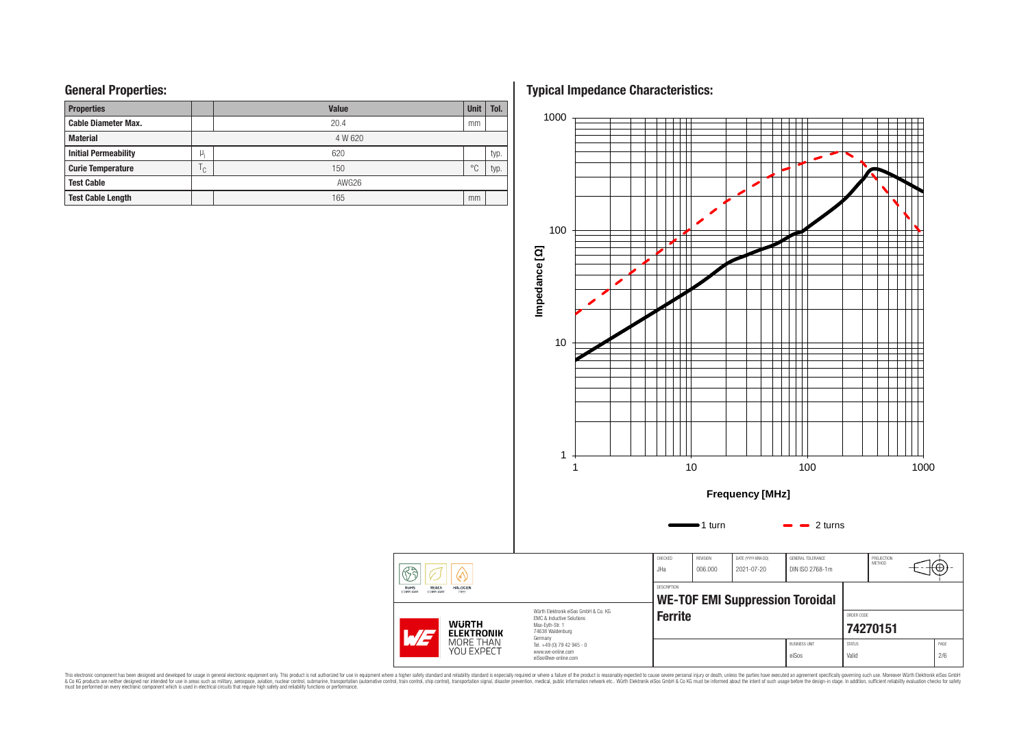## General Properties:

| Properties | | Value | Unit | Tol. |
|---|---|---|---|---|
| Cable Diameter Max. | | 20.4 | mm | |
| Material | | 4 W 620 | | |
| Initial Permeability | $\mu_i$ | 620 | | typ. |
| Curie Temperature | $T_C$ | 150 | °C | typ. |
| Test Cable | | AWG26 | | |
| Test Cable Length | | 165 | mm | |

## Typical Impedance Characteristics:

Impedance [Ω]

1000

100

10

1

1 10 100 1000

Frequency [MHz]

1 turn — 2 turns

| CHECKED | REVISION | DATE (YYYY-MM-DD) | GENERAL TOLERANCE | PROJECTION METHOD |
|---|---|---|---|---|
| JHa | 006.000 | 2021-07-20 | DIN ISO 2768-1m | |

DESCRIPTION

**WE-TOF EMI Suppression Toroidal Ferrite**

ORDER CODE

**74270151**

| BUSINESS UNIT | STATUS | PAGE |
|---|---|---|
| eiSos | Valid | 2/6 |

Würth Elektronik eiSos GmbH & Co. KG
EMC & Inductive Solutions
Max-Eyth-Str. 1
74638 Waldenburg
Germany
Tel. +49 (0) 79 42 945 - 0
www.we-online.com
eiSos@we-online.com

WÜRTH ELEKTRONIK MORE THAN YOU EXPECT

RoHS COMPLIANT REACh COMPLIANT HALOGEN FREE

This electronic component has been designed and developed for usage in general electronic equipment only. This product is not authorized for use in equipment where a higher safety standard and reliability standard is especially required or where a failure of the product is reasonably expected to cause severe personal injury or death, unless the parties have executed an agreement specifically governing such use. Moreover Würth Elektronik eiSos GmbH & Co KG products are neither designed nor intended for use in areas such as military, aerospace, aviation, nuclear control, submarine, transportation (automotive control, train control, ship control), transportation signal, disaster prevention, medical, public information network etc.. Würth Elektronik eiSos GmbH & Co KG must be informed about the intent of such usage before the design-in stage. In addition, sufficient reliability evaluation checks for safety must be performed on every electronic component which is used in electrical circuits that require high safety and reliability functions or performance.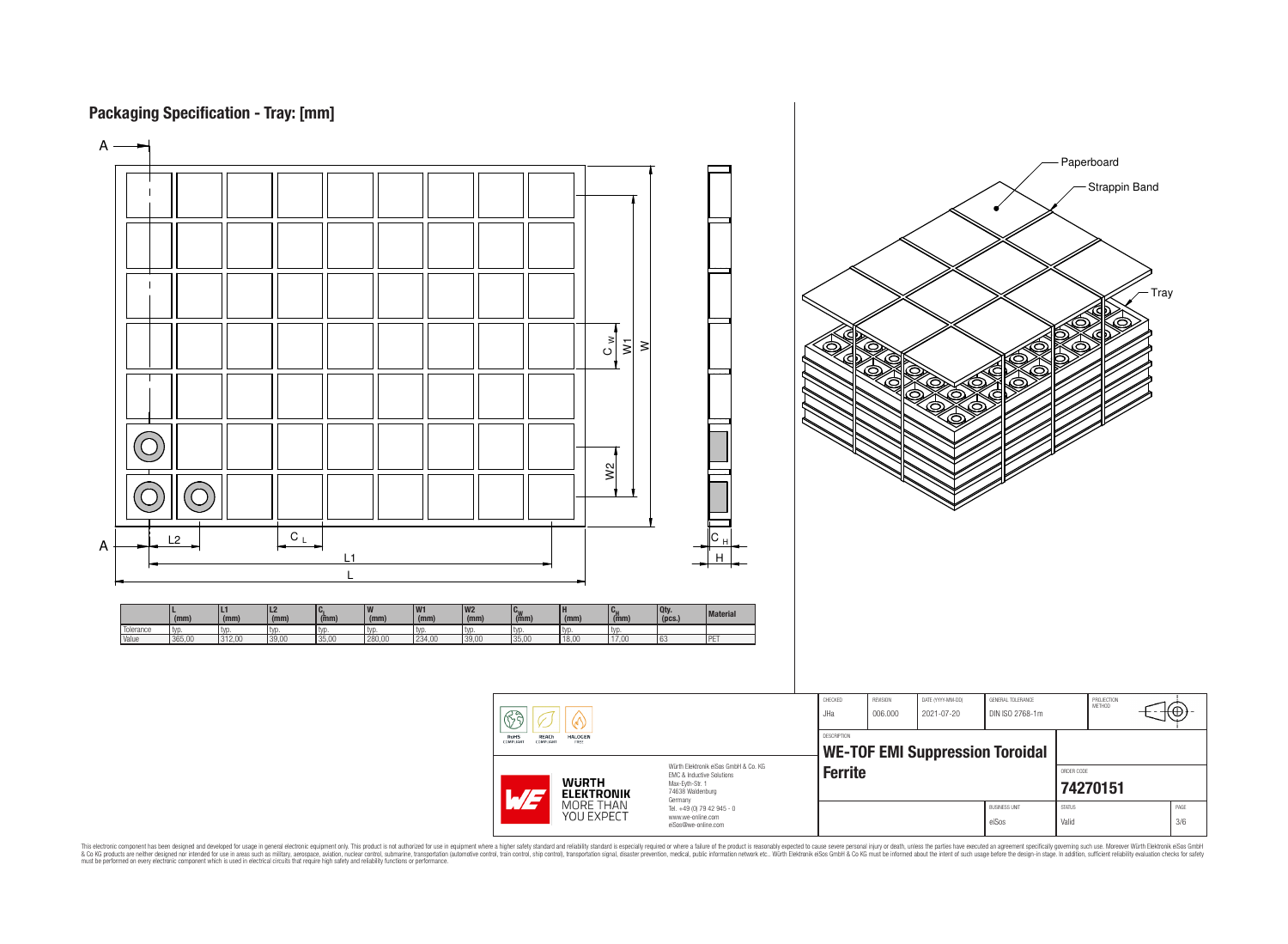## Packaging Specification - Tray: [mm]

A — A

L2, C L, L1, L, C W, W1, W, W2, C H, H

Paperboard

Strappin Band

Tray

| | L (mm) | L1 (mm) | L2 (mm) | $C_L$ (mm) | W (mm) | W1 (mm) | W2 (mm) | $C_W$ (mm) | H (mm) | $C_H$ (mm) | Qty. (pcs.) | Material |
|---|---|---|---|---|---|---|---|---|---|---|---|---|
| Tolerance | typ. | typ. | typ. | typ. | typ. | typ. | typ. | typ. | typ. | typ. | | |
| Value | 365,00 | 312,00 | 39,00 | 35,00 | 280,00 | 234,00 | 39,00 | 35,00 | 18,00 | 17,00 | 63 | PET |

| CHECKED | REVISION | DATE (YYYY-MM-DD) | GENERAL TOLERANCE | PROJECTION METHOD |
|---|---|---|---|---|
| JHa | 006.000 | 2021-07-20 | DIN ISO 2768-1m | |

DESCRIPTION

**WE-TOF EMI Suppression Toroidal Ferrite**

ORDER CODE

**74270151**

| BUSINESS UNIT | STATUS | PAGE |
|---|---|---|
| eiSos | Valid | 3/6 |

RoHS COMPLIANT | REACh COMPLIANT | HALOGEN FREE

WÜRTH ELEKTRONIK MORE THAN YOU EXPECT

Würth Elektronik eiSos GmbH & Co. KG
EMC & Inductive Solutions
Max-Eyth-Str. 1
74638 Waldenburg
Germany
Tel. +49 (0) 79 42 945 - 0
www.we-online.com
eiSos@we-online.com

This electronic component has been designed and developed for usage in general electronic equipment only. This product is not authorized for use in equipment where a higher safety standard and reliability standard is especially required or where a failure of the product is reasonably expected to cause severe personal injury or death, unless the parties have executed an agreement specifically governing such use. Moreover Würth Elektronik eiSos GmbH & Co KG products are neither designed nor intended for use in areas such as military, aerospace, aviation, nuclear control, submarine, transportation (automotive control, train control, ship control), transportation signal, disaster prevention, medical, public information network etc.. Würth Elektronik eiSos GmbH & Co KG must be informed about the intent of such usage before the design-in stage. In addition, sufficient reliability evaluation checks for safety must be performed on every electronic component which is used in electrical circuits that require high safety and reliability functions or performance.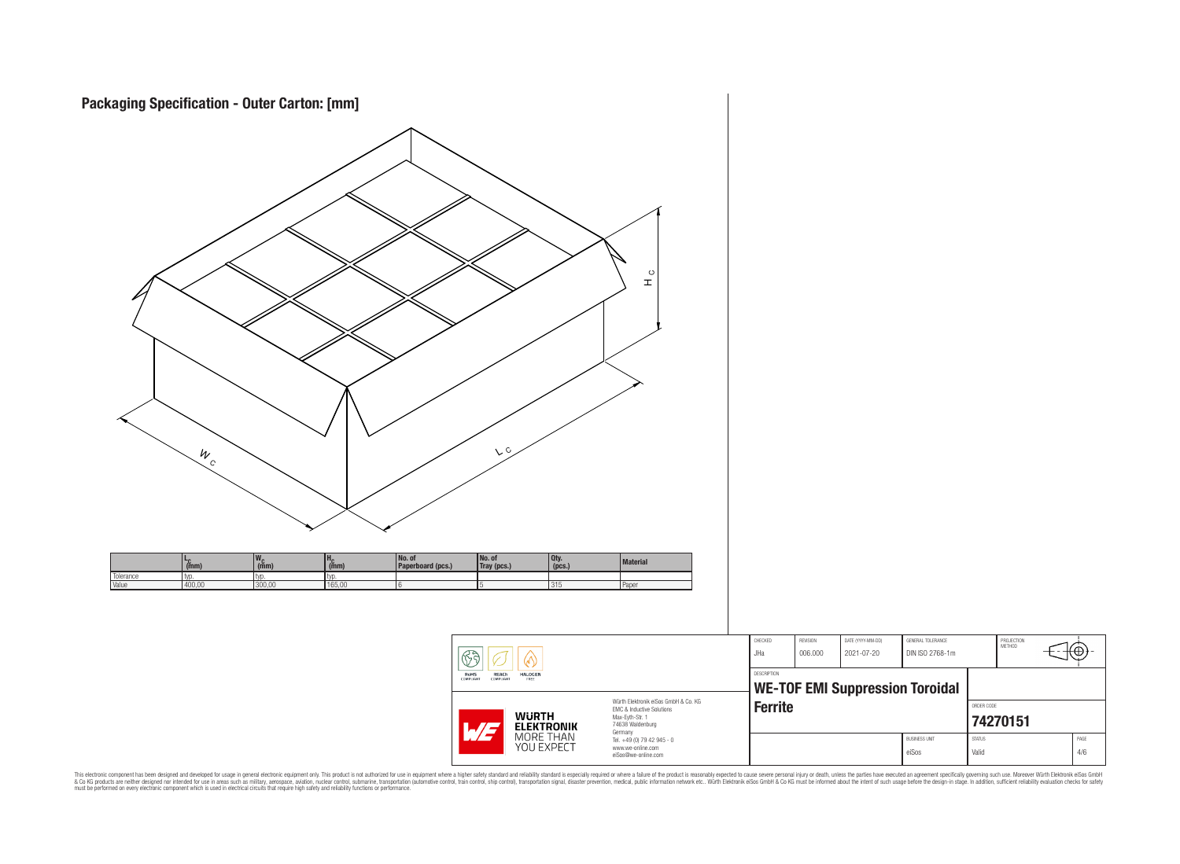## Packaging Specification - Outer Carton: [mm]

|  | $L_C$ (mm) | $W_C$ (mm) | $H_C$ (mm) | No. of Paperboard (pcs.) | No. of Tray (pcs.) | Qty. (pcs.) | Material |
|---|---|---|---|---|---|---|---|
| Tolerance | typ. | typ. | typ. |  |  |  |  |
| Value | 400,00 | 300,00 | 165,00 | 6 | 5 | 315 | Paper |

| CHECKED | REVISION | DATE (YYYY-MM-DD) | GENERAL TOLERANCE | PROJECTION METHOD |
|---|---|---|---|---|
| JHa | 006.000 | 2021-07-20 | DIN ISO 2768-1m |  |

DESCRIPTION

**WE-TOF EMI Suppression Toroidal Ferrite**

ORDER CODE: **74270151**

BUSINESS UNIT: eiSos | STATUS: Valid | PAGE: 4/6

RoHS COMPLIANT | REACh COMPLIANT | HALOGEN FREE

WÜRTH ELEKTRONIK MORE THAN YOU EXPECT

Würth Elektronik eiSos GmbH & Co. KG
EMC & Inductive Solutions
Max-Eyth-Str. 1
74638 Waldenburg
Germany
Tel. +49 (0) 79 42 945 - 0
www.we-online.com
eiSos@we-online.com

This electronic component has been designed and developed for usage in general electronic equipment only. This product is not authorized for use in equipment where a higher safety standard and reliability standard is especially required or where a failure of the product is reasonably expected to cause severe personal injury or death, unless the parties have executed an agreement specifically governing such use. Moreover Würth Elektronik eiSos GmbH & Co KG products are neither designed nor intended for use in areas such as military, aerospace, aviation, nuclear control, submarine, transportation (automotive control, train control, ship control), transportation signal, disaster prevention, medical, public information network etc.. Würth Elektronik eiSos GmbH & Co KG must be informed about the intent of such usage before the design-in stage. In addition, sufficient reliability evaluation checks for safety must be performed on every electronic component which is used in electrical circuits that require high safety and reliability functions or performance.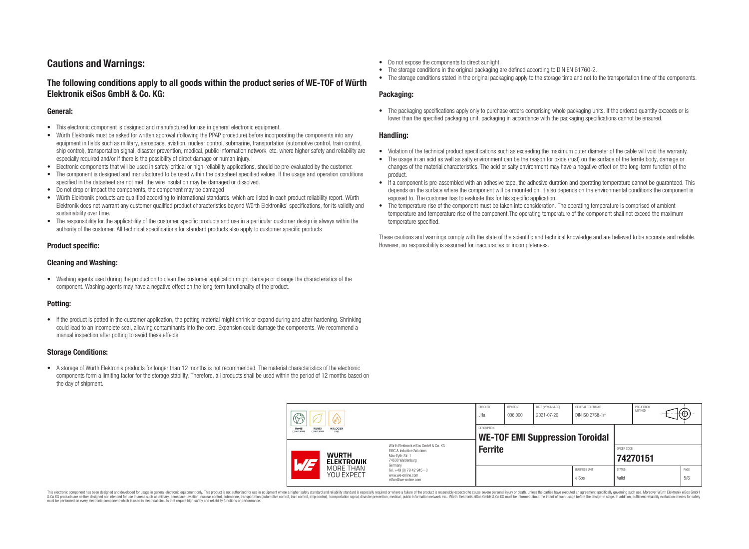# Cautions and Warnings:

## The following conditions apply to all goods within the product series of WE-TOF of Würth Elektronik eiSos GmbH & Co. KG:

### General:

- This electronic component is designed and manufactured for use in general electronic equipment.
- Würth Elektronik must be asked for written approval (following the PPAP procedure) before incorporating the components into any equipment in fields such as military, aerospace, aviation, nuclear control, submarine, transportation (automotive control, train control, ship control), transportation signal, disaster prevention, medical, public information network, etc. where higher safety and reliability are especially required and/or if there is the possibility of direct damage or human injury.
- Electronic components that will be used in safety-critical or high-reliability applications, should be pre-evaluated by the customer.
- The component is designed and manufactured to be used within the datasheet specified values. If the usage and operation conditions specified in the datasheet are not met, the wire insulation may be damaged or dissolved.
- Do not drop or impact the components, the component may be damaged
- Würth Elektronik products are qualified according to international standards, which are listed in each product reliability report. Würth Elektronik does not warrant any customer qualified product characteristics beyond Würth Elektroniks' specifications, for its validity and sustainability over time.
- The responsibility for the applicability of the customer specific products and use in a particular customer design is always within the authority of the customer. All technical specifications for standard products also apply to customer specific products

### Product specific:

### Cleaning and Washing:

- Washing agents used during the production to clean the customer application might damage or change the characteristics of the component. Washing agents may have a negative effect on the long-term functionality of the product.

### Potting:

- If the product is potted in the customer application, the potting material might shrink or expand during and after hardening. Shrinking could lead to an incomplete seal, allowing contaminants into the core. Expansion could damage the components. We recommend a manual inspection after potting to avoid these effects.

### Storage Conditions:

- A storage of Würth Elektronik products for longer than 12 months is not recommended. The material characteristics of the electronic components form a limiting factor for the storage stability. Therefore, all products shall be used within the period of 12 months based on the day of shipment.
- Do not expose the components to direct sunlight.
- The storage conditions in the original packaging are defined according to DIN EN 61760-2.
- The storage conditions stated in the original packaging apply to the storage time and not to the transportation time of the components.

### Packaging:

- The packaging specifications apply only to purchase orders comprising whole packaging units. If the ordered quantity exceeds or is lower than the specified packaging unit, packaging in accordance with the packaging specifications cannot be ensured.

### Handling:

- Violation of the technical product specifications such as exceeding the maximum outer diameter of the cable will void the warranty.
- The usage in an acid as well as salty environment can be the reason for oxide (rust) on the surface of the ferrite body, damage or changes of the material characteristics. The acid or salty environment may have a negative effect on the long-term function of the product.
- If a component is pre-assembled with an adhesive tape, the adhesive duration and operating temperature cannot be guaranteed. This depends on the surface where the component will be mounted on. It also depends on the environmental conditions the component is exposed to. The customer has to evaluate this for his specific application.
- The temperature rise of the component must be taken into consideration. The operating temperature is comprised of ambient temperature and temperature rise of the component.The operating temperature of the component shall not exceed the maximum temperature specified.

These cautions and warnings comply with the state of the scientific and technical knowledge and are believed to be accurate and reliable. However, no responsibility is assumed for inaccuracies or incompleteness.

| CHECKED | REVISION | DATE (YYYY-MM-DD) | GENERAL TOLERANCE | PROJECTION METHOD |
|---|---|---|---|---|
| JHa | 006.000 | 2021-07-20 | DIN ISO 2768-1m | |

| DESCRIPTION | ORDER CODE | BUSINESS UNIT | STATUS | PAGE |
|---|---|---|---|---|
| WE-TOF EMI Suppression Toroidal Ferrite | 74270151 | eiSos | Valid | 5/6 |

Würth Elektronik eiSos GmbH & Co. KG
EMC & Inductive Solutions
Max-Eyth-Str. 1
74638 Waldenburg
Germany
Tel. +49 (0) 79 42 945 - 0
www.we-online.com
eiSos@we-online.com

This electronic component has been designed and developed for usage in general electronic equipment only. This product is not authorized for use in equipment where a higher safety standard and reliability standard is especially required or where a failure of the product is reasonably expected to cause severe personal injury or death, unless the parties have executed an agreement specifically governing such use. Moreover Würth Elektronik eiSos GmbH & Co KG products are neither designed nor intended for use in areas such as military, aerospace, aviation, nuclear control, submarine, transportation (automotive control, train control, ship control), transportation signal, disaster prevention, medical, public information network etc.. Würth Elektronik eiSos GmbH & Co KG must be informed about the intent of such usage before the design-in stage. In addition, sufficient reliability evaluation checks for safety must be performed on every electronic component which is used in electrical circuits that require high safety and reliability functions or performance.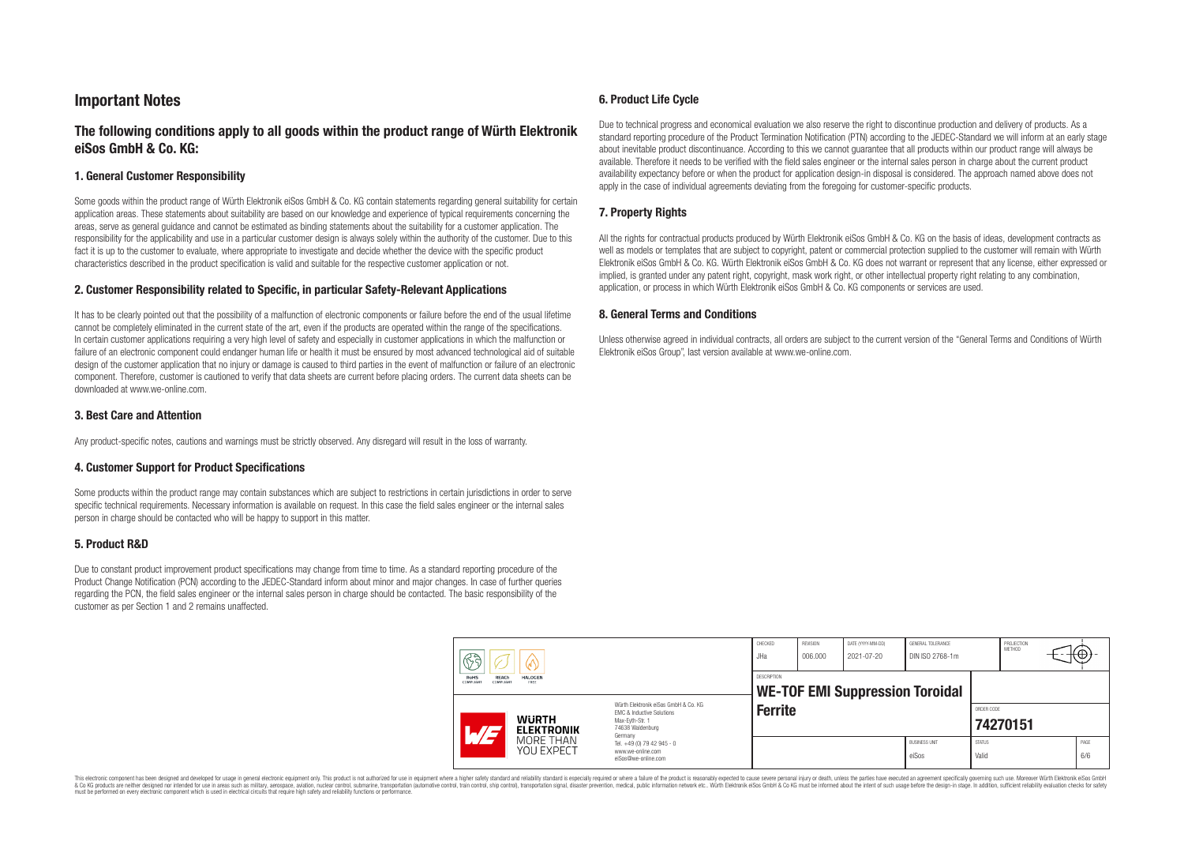# Important Notes

## The following conditions apply to all goods within the product range of Würth Elektronik eiSos GmbH & Co. KG:

### 1. General Customer Responsibility

Some goods within the product range of Würth Elektronik eiSos GmbH & Co. KG contain statements regarding general suitability for certain application areas. These statements about suitability are based on our knowledge and experience of typical requirements concerning the areas, serve as general guidance and cannot be estimated as binding statements about the suitability for a customer application. The responsibility for the applicability and use in a particular customer design is always solely within the authority of the customer. Due to this fact it is up to the customer to evaluate, where appropriate to investigate and decide whether the device with the specific product characteristics described in the product specification is valid and suitable for the respective customer application or not.

### 2. Customer Responsibility related to Specific, in particular Safety-Relevant Applications

It has to be clearly pointed out that the possibility of a malfunction of electronic components or failure before the end of the usual lifetime cannot be completely eliminated in the current state of the art, even if the products are operated within the range of the specifications. In certain customer applications requiring a very high level of safety and especially in customer applications in which the malfunction or failure of an electronic component could endanger human life or health it must be ensured by most advanced technological aid of suitable design of the customer application that no injury or damage is caused to third parties in the event of malfunction or failure of an electronic component. Therefore, customer is cautioned to verify that data sheets are current before placing orders. The current data sheets can be downloaded at www.we-online.com.

### 3. Best Care and Attention

Any product-specific notes, cautions and warnings must be strictly observed. Any disregard will result in the loss of warranty.

### 4. Customer Support for Product Specifications

Some products within the product range may contain substances which are subject to restrictions in certain jurisdictions in order to serve specific technical requirements. Necessary information is available on request. In this case the field sales engineer or the internal sales person in charge should be contacted who will be happy to support in this matter.

### 5. Product R&D

Due to constant product improvement product specifications may change from time to time. As a standard reporting procedure of the Product Change Notification (PCN) according to the JEDEC-Standard inform about minor and major changes. In case of further queries regarding the PCN, the field sales engineer or the internal sales person in charge should be contacted. The basic responsibility of the customer as per Section 1 and 2 remains unaffected.

### 6. Product Life Cycle

Due to technical progress and economical evaluation we also reserve the right to discontinue production and delivery of products. As a standard reporting procedure of the Product Termination Notification (PTN) according to the JEDEC-Standard we will inform at an early stage about inevitable product discontinuance. According to this we cannot guarantee that all products within our product range will always be available. Therefore it needs to be verified with the field sales engineer or the internal sales person in charge about the current product availability expectancy before or when the product for application design-in disposal is considered. The approach named above does not apply in the case of individual agreements deviating from the foregoing for customer-specific products.

### 7. Property Rights

All the rights for contractual products produced by Würth Elektronik eiSos GmbH & Co. KG on the basis of ideas, development contracts as well as models or templates that are subject to copyright, patent or commercial protection supplied to the customer will remain with Würth Elektronik eiSos GmbH & Co. KG. Würth Elektronik eiSos GmbH & Co. KG does not warrant or represent that any license, either expressed or implied, is granted under any patent right, copyright, mask work right, or other intellectual property right relating to any combination, application, or process in which Würth Elektronik eiSos GmbH & Co. KG components or services are used.

### 8. General Terms and Conditions

Unless otherwise agreed in individual contracts, all orders are subject to the current version of the "General Terms and Conditions of Würth Elektronik eiSos Group", last version available at www.we-online.com.

| CHECKED | REVISION | DATE (YYYY-MM-DD) | GENERAL TOLERANCE | PROJECTION METHOD |
|---|---|---|---|---|
| JHa | 006.000 | 2021-07-20 | DIN ISO 2768-1m | |

DESCRIPTION: **WE-TOF EMI Suppression Toroidal Ferrite**

ORDER CODE: **74270151**

BUSINESS UNIT: eiSos | STATUS: Valid | PAGE: 6/6

Würth Elektronik eiSos GmbH & Co. KG
EMC & Inductive Solutions
Max-Eyth-Str. 1
74638 Waldenburg
Germany
Tel. +49 (0) 79 42 945 - 0
www.we-online.com
eiSos@we-online.com

This electronic component has been designed and developed for usage in general electronic equipment only. This product is not authorized for use in equipment where a higher safety standard and reliability standard is especially required or where a failure of the product is reasonably expected to cause severe personal injury or death, unless the parties have executed an agreement specifically governing such use. Moreover Würth Elektronik eiSos GmbH & Co KG products are neither designed nor intended for use in areas such as military, aerospace, aviation, nuclear control, submarine, transportation (automotive control, train control, ship control), transportation signal, disaster prevention, medical, public information network etc.. Würth Elektronik eiSos GmbH & Co KG must be informed about the intent of such usage before the design-in stage. In addition, sufficient reliability evaluation checks for safety must be performed on every electronic component which is used in electrical circuits that require high safety and reliability functions or performance.